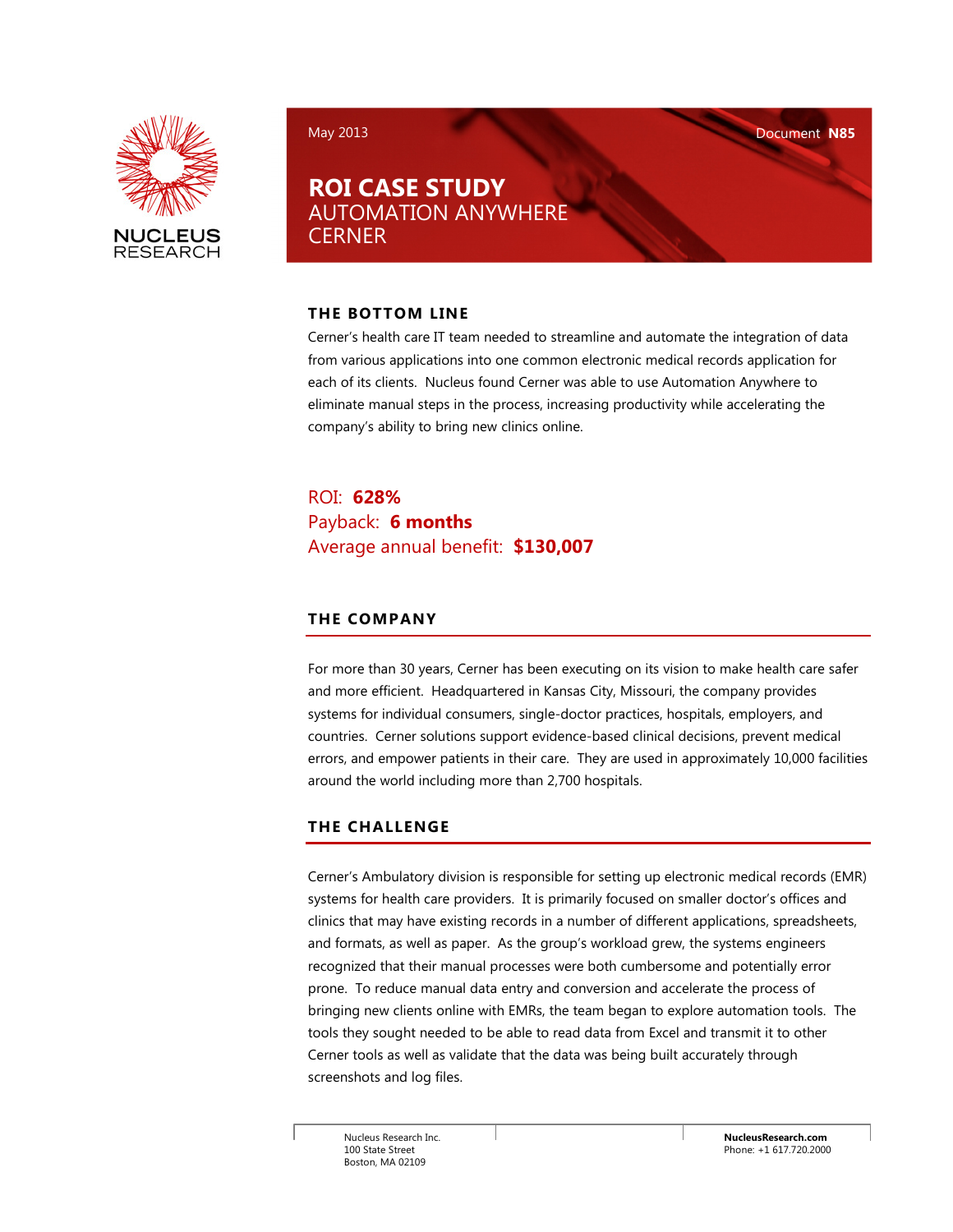May 2013

Document **N85**

# ROI CASE STUDY
## AUTOMATION ANYWHERE
## CERNER

### THE BOTTOM LINE

Cerner's health care IT team needed to streamline and automate the integration of data from various applications into one common electronic medical records application for each of its clients. Nucleus found Cerner was able to use Automation Anywhere to eliminate manual steps in the process, increasing productivity while accelerating the company's ability to bring new clinics online.

ROI: **628%**
Payback: **6 months**
Average annual benefit: **$130,007**

### THE COMPANY

For more than 30 years, Cerner has been executing on its vision to make health care safer and more efficient. Headquartered in Kansas City, Missouri, the company provides systems for individual consumers, single-doctor practices, hospitals, employers, and countries. Cerner solutions support evidence-based clinical decisions, prevent medical errors, and empower patients in their care. They are used in approximately 10,000 facilities around the world including more than 2,700 hospitals.

### THE CHALLENGE

Cerner's Ambulatory division is responsible for setting up electronic medical records (EMR) systems for health care providers. It is primarily focused on smaller doctor's offices and clinics that may have existing records in a number of different applications, spreadsheets, and formats, as well as paper. As the group's workload grew, the systems engineers recognized that their manual processes were both cumbersome and potentially error prone. To reduce manual data entry and conversion and accelerate the process of bringing new clients online with EMRs, the team began to explore automation tools. The tools they sought needed to be able to read data from Excel and transmit it to other Cerner tools as well as validate that the data was being built accurately through screenshots and log files.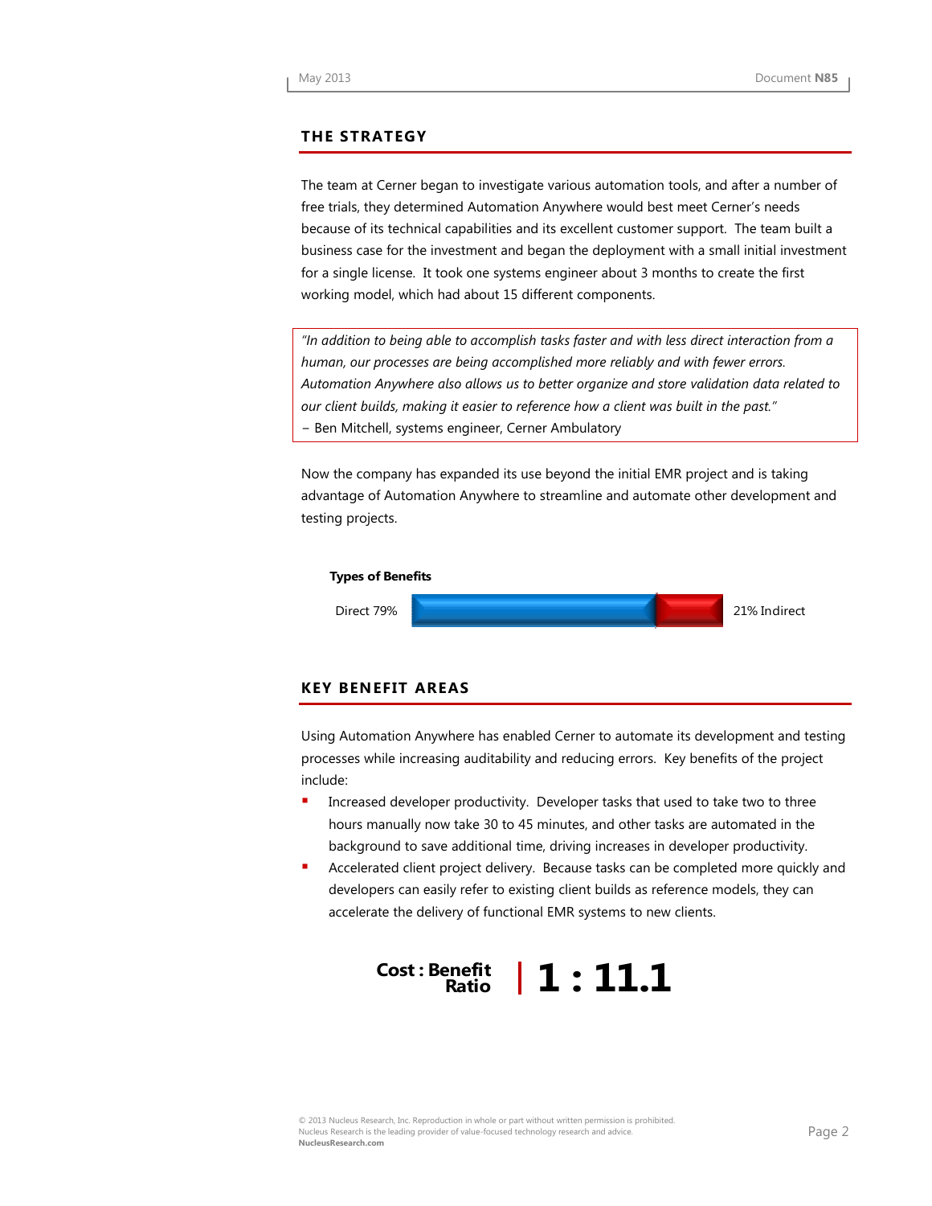## THE STRATEGY

The team at Cerner began to investigate various automation tools, and after a number of free trials, they determined Automation Anywhere would best meet Cerner's needs because of its technical capabilities and its excellent customer support. The team built a business case for the investment and began the deployment with a small initial investment for a single license. It took one systems engineer about 3 months to create the first working model, which had about 15 different components.

> *"In addition to being able to accomplish tasks faster and with less direct interaction from a human, our processes are being accomplished more reliably and with fewer errors. Automation Anywhere also allows us to better organize and store validation data related to our client builds, making it easier to reference how a client was built in the past."*
> – Ben Mitchell, systems engineer, Cerner Ambulatory

Now the company has expanded its use beyond the initial EMR project and is taking advantage of Automation Anywhere to streamline and automate other development and testing projects.

**Types of Benefits**

Direct 79% | 21% Indirect

## KEY BENEFIT AREAS

Using Automation Anywhere has enabled Cerner to automate its development and testing processes while increasing auditability and reducing errors. Key benefits of the project include:

- Increased developer productivity. Developer tasks that used to take two to three hours manually now take 30 to 45 minutes, and other tasks are automated in the background to save additional time, driving increases in developer productivity.
- Accelerated client project delivery. Because tasks can be completed more quickly and developers can easily refer to existing client builds as reference models, they can accelerate the delivery of functional EMR systems to new clients.

**Cost : Benefit Ratio** | **1 : 11.1**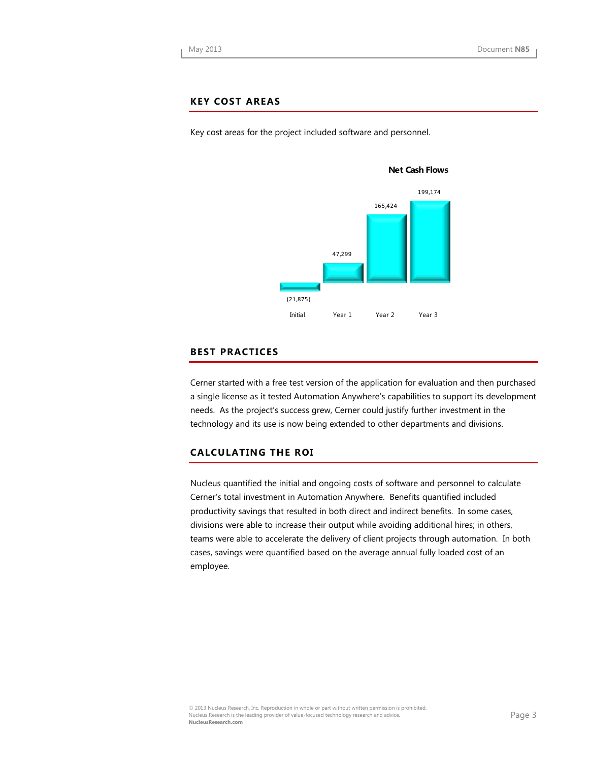## KEY COST AREAS

Key cost areas for the project included software and personnel.

**Net Cash Flows**

| Initial | Year 1 | Year 2 | Year 3 |
|---|---|---|---|
| (21,875) | 47,299 | 165,424 | 199,174 |

## BEST PRACTICES

Cerner started with a free test version of the application for evaluation and then purchased a single license as it tested Automation Anywhere's capabilities to support its development needs. As the project's success grew, Cerner could justify further investment in the technology and its use is now being extended to other departments and divisions.

## CALCULATING THE ROI

Nucleus quantified the initial and ongoing costs of software and personnel to calculate Cerner's total investment in Automation Anywhere. Benefits quantified included productivity savings that resulted in both direct and indirect benefits. In some cases, divisions were able to increase their output while avoiding additional hires; in others, teams were able to accelerate the delivery of client projects through automation. In both cases, savings were quantified based on the average annual fully loaded cost of an employee.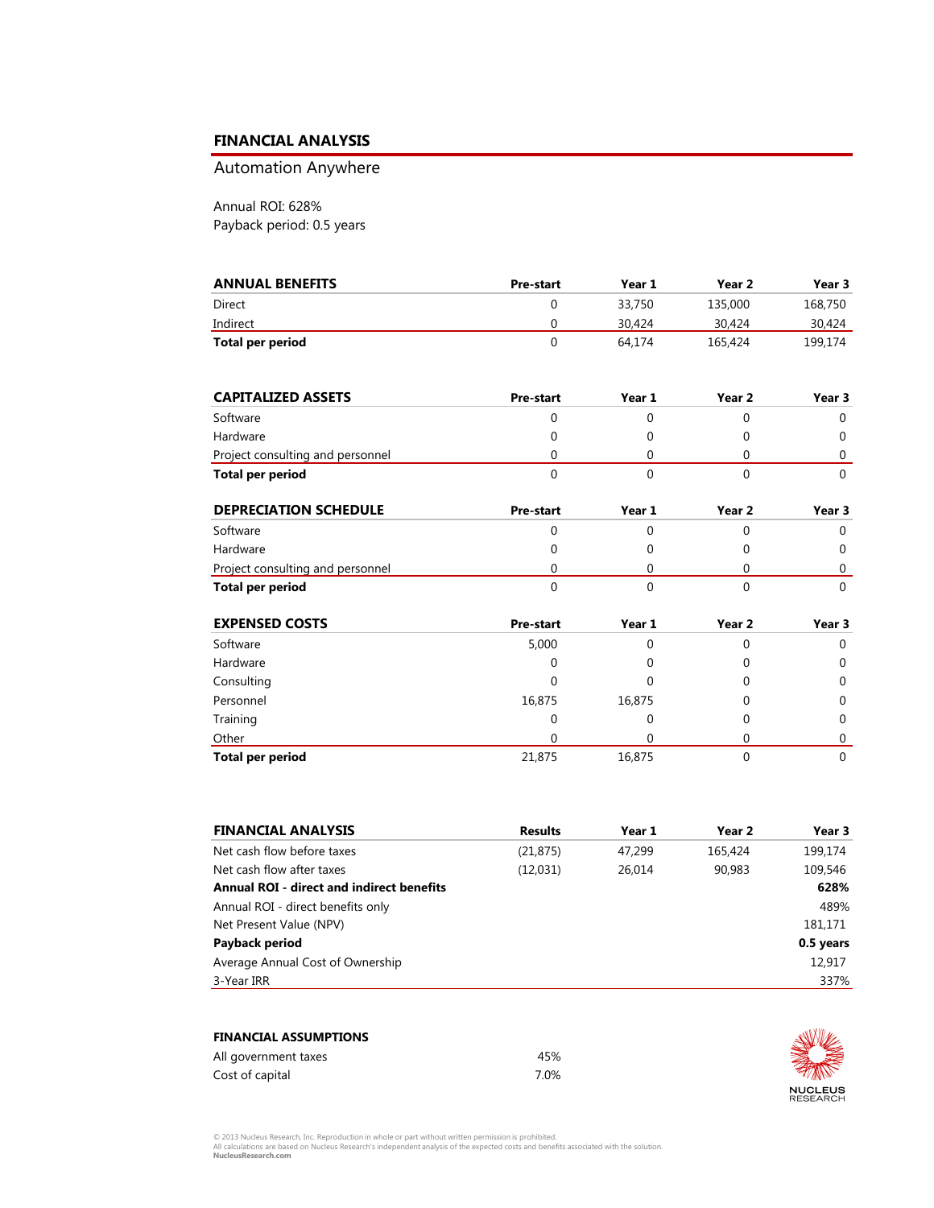## FINANCIAL ANALYSIS

Automation Anywhere

Annual ROI: 628%
Payback period: 0.5 years

| ANNUAL BENEFITS | Pre-start | Year 1 | Year 2 | Year 3 |
|---|---|---|---|---|
| Direct | 0 | 33,750 | 135,000 | 168,750 |
| Indirect | 0 | 30,424 | 30,424 | 30,424 |
| **Total per period** | 0 | 64,174 | 165,424 | 199,174 |

| CAPITALIZED ASSETS | Pre-start | Year 1 | Year 2 | Year 3 |
|---|---|---|---|---|
| Software | 0 | 0 | 0 | 0 |
| Hardware | 0 | 0 | 0 | 0 |
| Project consulting and personnel | 0 | 0 | 0 | 0 |
| **Total per period** | 0 | 0 | 0 | 0 |

| DEPRECIATION SCHEDULE | Pre-start | Year 1 | Year 2 | Year 3 |
|---|---|---|---|---|
| Software | 0 | 0 | 0 | 0 |
| Hardware | 0 | 0 | 0 | 0 |
| Project consulting and personnel | 0 | 0 | 0 | 0 |
| **Total per period** | 0 | 0 | 0 | 0 |

| EXPENSED COSTS | Pre-start | Year 1 | Year 2 | Year 3 |
|---|---|---|---|---|
| Software | 5,000 | 0 | 0 | 0 |
| Hardware | 0 | 0 | 0 | 0 |
| Consulting | 0 | 0 | 0 | 0 |
| Personnel | 16,875 | 16,875 | 0 | 0 |
| Training | 0 | 0 | 0 | 0 |
| Other | 0 | 0 | 0 | 0 |
| **Total per period** | 21,875 | 16,875 | 0 | 0 |

| FINANCIAL ANALYSIS | Results | Year 1 | Year 2 | Year 3 |
|---|---|---|---|---|
| Net cash flow before taxes | (21,875) | 47,299 | 165,424 | 199,174 |
| Net cash flow after taxes | (12,031) | 26,014 | 90,983 | 109,546 |
| **Annual ROI - direct and indirect benefits** | | | | **628%** |
| Annual ROI - direct benefits only | | | | 489% |
| Net Present Value (NPV) | | | | 181,171 |
| **Payback period** | | | | **0.5 years** |
| Average Annual Cost of Ownership | | | | 12,917 |
| 3-Year IRR | | | | 337% |

| FINANCIAL ASSUMPTIONS | |
|---|---|
| All government taxes | 45% |
| Cost of capital | 7.0% |

© 2013 Nucleus Research, Inc. Reproduction in whole or part without written permission is prohibited.
All calculations are based on Nucleus Research's independent analysis of the expected costs and benefits associated with the solution.
NucleusResearch.com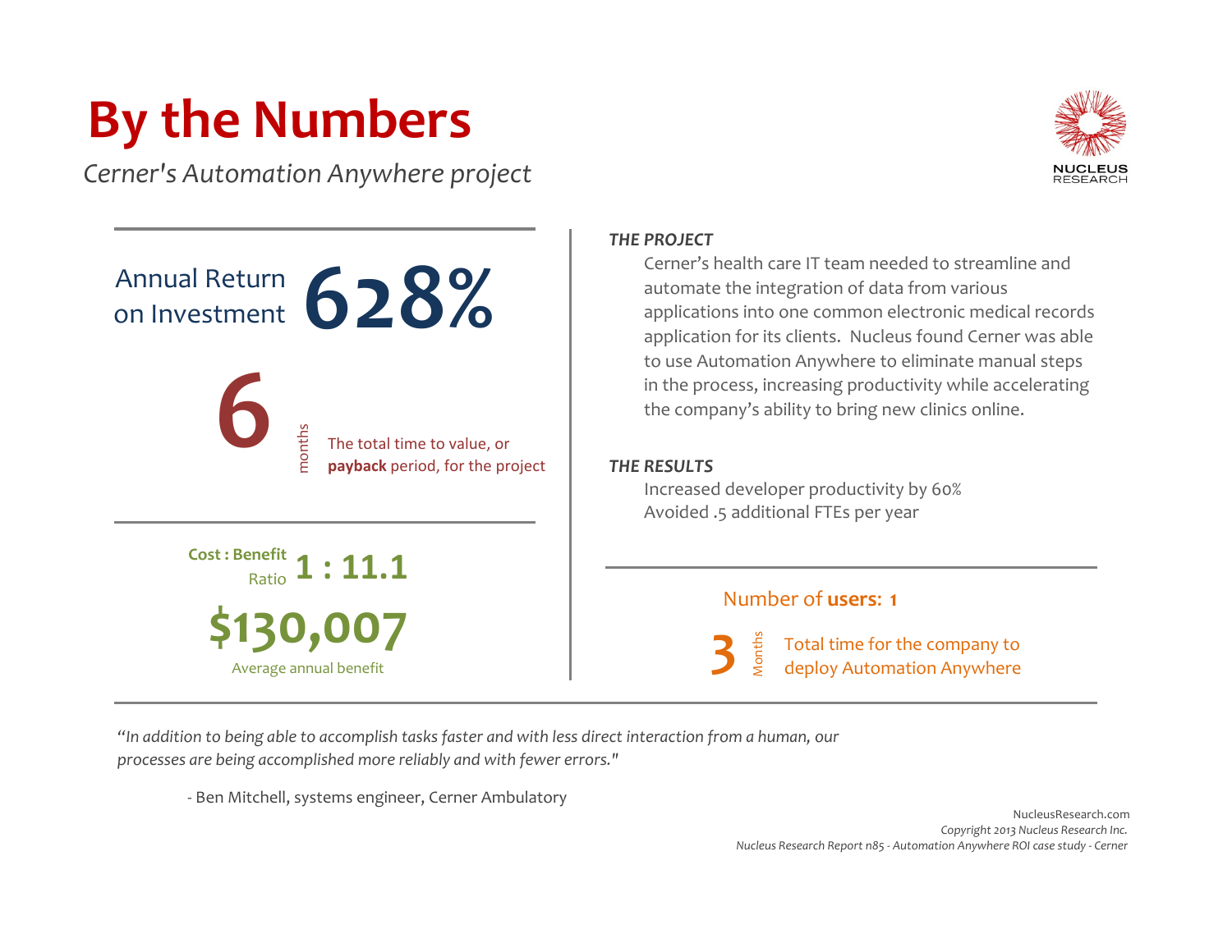# By the Numbers

*Cerner's Automation Anywhere project*

NUCLEUS RESEARCH

Annual Return on Investment **628%**

**6** months

The total time to value, or **payback** period, for the project

**Cost : Benefit Ratio 1 : 11.1**

**$130,007**

Average annual benefit

***THE PROJECT***

Cerner's health care IT team needed to streamline and automate the integration of data from various applications into one common electronic medical records application for its clients. Nucleus found Cerner was able to use Automation Anywhere to eliminate manual steps in the process, increasing productivity while accelerating the company's ability to bring new clinics online.

***THE RESULTS***

Increased developer productivity by 60%
Avoided .5 additional FTEs per year

Number of **users: 1**

**3** Months

Total time for the company to deploy Automation Anywhere

*"In addition to being able to accomplish tasks faster and with less direct interaction from a human, our processes are being accomplished more reliably and with fewer errors."*

- Ben Mitchell, systems engineer, Cerner Ambulatory

NucleusResearch.com
*Copyright 2013 Nucleus Research Inc.*
*Nucleus Research Report n85 - Automation Anywhere ROI case study - Cerner*